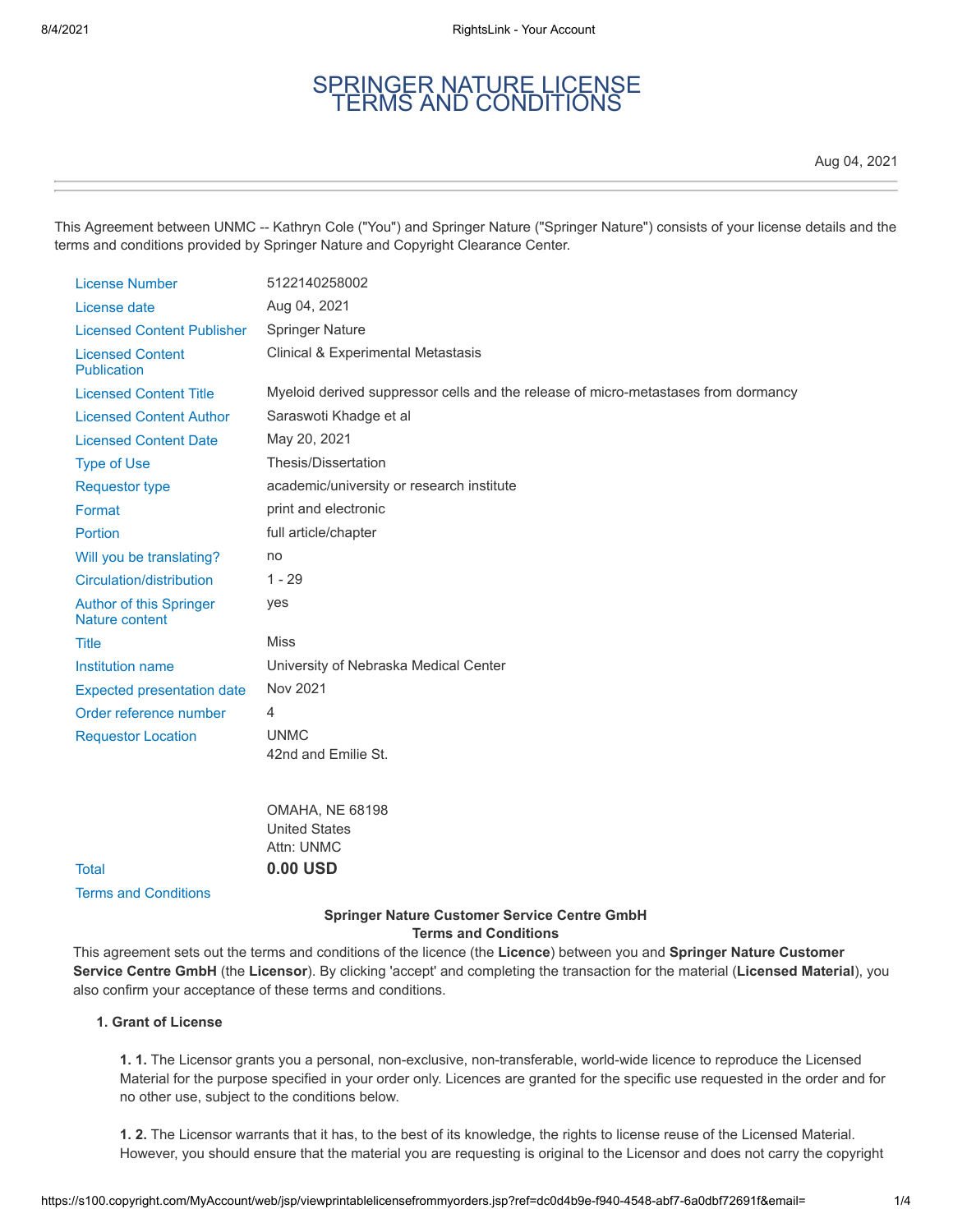# SPRINGER NATURE LICENSE TERMS AND CONDITIONS

Aug 04, 2021

---

This Agreement between UNMC -- Kathryn Cole ("You") and Springer Nature ("Springer Nature") consists of your license details and the terms and conditions provided by Springer Nature and Copyright Clearance Center.

| | |
|---|---|
| License Number | 5122140258002 |
| License date | Aug 04, 2021 |
| Licensed Content Publisher | Springer Nature |
| Licensed Content Publication | Clinical & Experimental Metastasis |
| Licensed Content Title | Myeloid derived suppressor cells and the release of micro-metastases from dormancy |
| Licensed Content Author | Saraswoti Khadge et al |
| Licensed Content Date | May 20, 2021 |
| Type of Use | Thesis/Dissertation |
| Requestor type | academic/university or research institute |
| Format | print and electronic |
| Portion | full article/chapter |
| Will you be translating? | no |
| Circulation/distribution | 1 - 29 |
| Author of this Springer Nature content | yes |
| Title | Miss |
| Institution name | University of Nebraska Medical Center |
| Expected presentation date | Nov 2021 |
| Order reference number | 4 |
| Requestor Location | UNMC<br>42nd and Emilie St.<br><br>OMAHA, NE 68198<br>United States<br>Attn: UNMC |
| Total | **0.00 USD** |

Terms and Conditions

**Springer Nature Customer Service Centre GmbH**
**Terms and Conditions**

This agreement sets out the terms and conditions of the licence (the **Licence**) between you and **Springer Nature Customer Service Centre GmbH** (the **Licensor**). By clicking 'accept' and completing the transaction for the material (**Licensed Material**), you also confirm your acceptance of these terms and conditions.

**1. Grant of License**

**1. 1.** The Licensor grants you a personal, non-exclusive, non-transferable, world-wide licence to reproduce the Licensed Material for the purpose specified in your order only. Licences are granted for the specific use requested in the order and for no other use, subject to the conditions below.

**1. 2.** The Licensor warrants that it has, to the best of its knowledge, the rights to license reuse of the Licensed Material. However, you should ensure that the material you are requesting is original to the Licensor and does not carry the copyright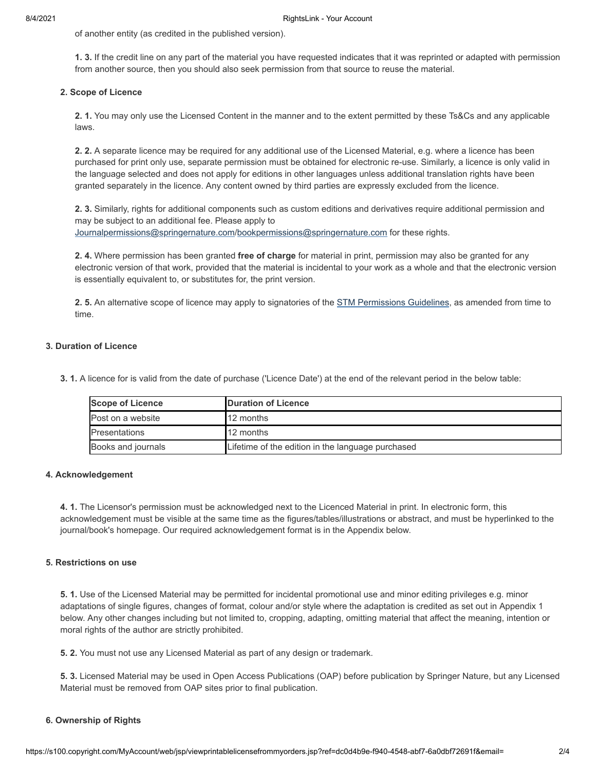of another entity (as credited in the published version).

**1. 3.** If the credit line on any part of the material you have requested indicates that it was reprinted or adapted with permission from another source, then you should also seek permission from that source to reuse the material.

**2. Scope of Licence**

**2. 1.** You may only use the Licensed Content in the manner and to the extent permitted by these Ts&Cs and any applicable laws.

**2. 2.** A separate licence may be required for any additional use of the Licensed Material, e.g. where a licence has been purchased for print only use, separate permission must be obtained for electronic re-use. Similarly, a licence is only valid in the language selected and does not apply for editions in other languages unless additional translation rights have been granted separately in the licence. Any content owned by third parties are expressly excluded from the licence.

**2. 3.** Similarly, rights for additional components such as custom editions and derivatives require additional permission and may be subject to an additional fee. Please apply to Journalpermissions@springernature.com/bookpermissions@springernature.com for these rights.

**2. 4.** Where permission has been granted **free of charge** for material in print, permission may also be granted for any electronic version of that work, provided that the material is incidental to your work as a whole and that the electronic version is essentially equivalent to, or substitutes for, the print version.

**2. 5.** An alternative scope of licence may apply to signatories of the STM Permissions Guidelines, as amended from time to time.

**3. Duration of Licence**

**3. 1.** A licence for is valid from the date of purchase ('Licence Date') at the end of the relevant period in the below table:

| Scope of Licence | Duration of Licence |
|---|---|
| Post on a website | 12 months |
| Presentations | 12 months |
| Books and journals | Lifetime of the edition in the language purchased |

**4. Acknowledgement**

**4. 1.** The Licensor's permission must be acknowledged next to the Licenced Material in print. In electronic form, this acknowledgement must be visible at the same time as the figures/tables/illustrations or abstract, and must be hyperlinked to the journal/book's homepage. Our required acknowledgement format is in the Appendix below.

**5. Restrictions on use**

**5. 1.** Use of the Licensed Material may be permitted for incidental promotional use and minor editing privileges e.g. minor adaptations of single figures, changes of format, colour and/or style where the adaptation is credited as set out in Appendix 1 below. Any other changes including but not limited to, cropping, adapting, omitting material that affect the meaning, intention or moral rights of the author are strictly prohibited.

**5. 2.** You must not use any Licensed Material as part of any design or trademark.

**5. 3.** Licensed Material may be used in Open Access Publications (OAP) before publication by Springer Nature, but any Licensed Material must be removed from OAP sites prior to final publication.

**6. Ownership of Rights**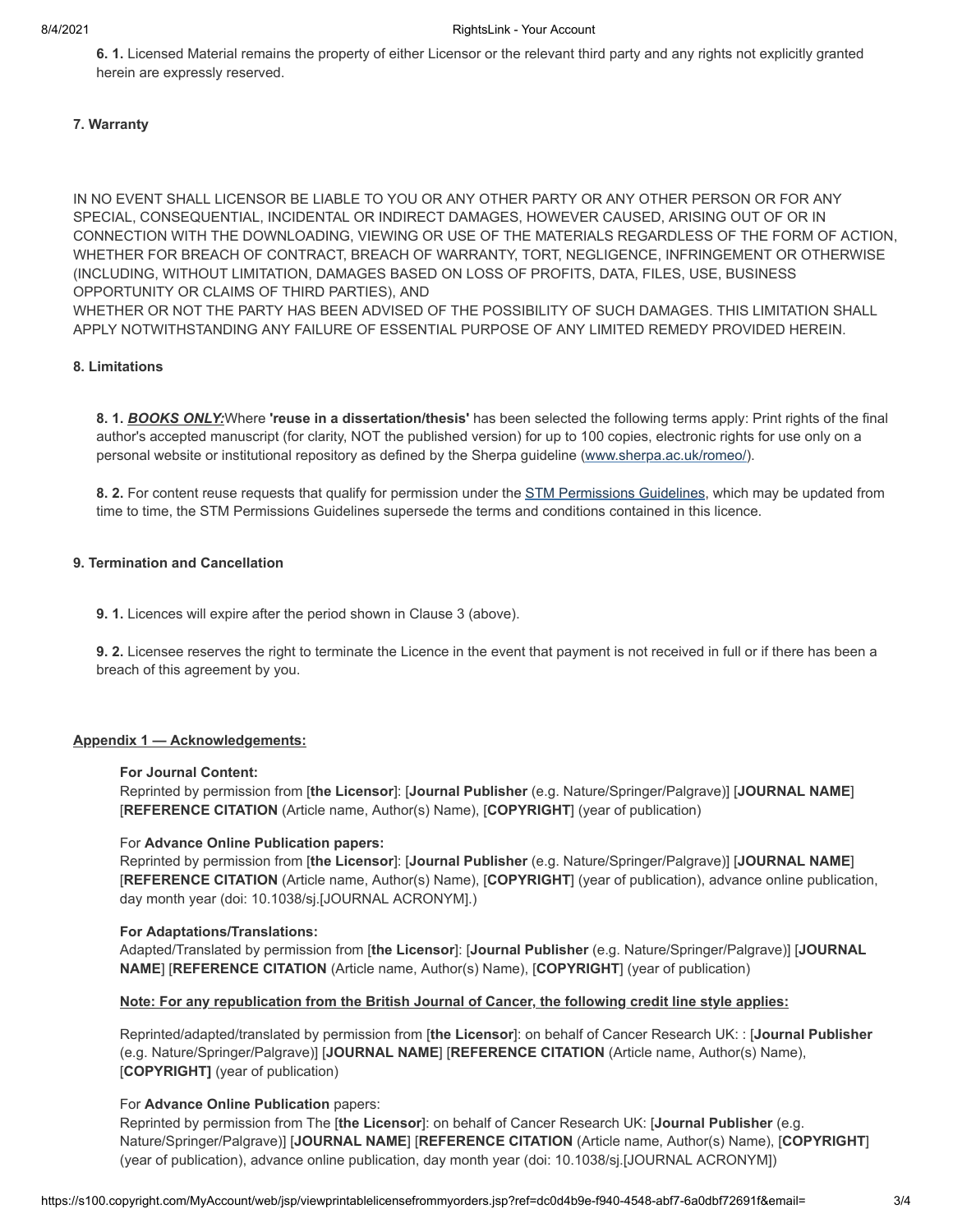**6. 1.** Licensed Material remains the property of either Licensor or the relevant third party and any rights not explicitly granted herein are expressly reserved.

**7. Warranty**

IN NO EVENT SHALL LICENSOR BE LIABLE TO YOU OR ANY OTHER PARTY OR ANY OTHER PERSON OR FOR ANY SPECIAL, CONSEQUENTIAL, INCIDENTAL OR INDIRECT DAMAGES, HOWEVER CAUSED, ARISING OUT OF OR IN CONNECTION WITH THE DOWNLOADING, VIEWING OR USE OF THE MATERIALS REGARDLESS OF THE FORM OF ACTION, WHETHER FOR BREACH OF CONTRACT, BREACH OF WARRANTY, TORT, NEGLIGENCE, INFRINGEMENT OR OTHERWISE (INCLUDING, WITHOUT LIMITATION, DAMAGES BASED ON LOSS OF PROFITS, DATA, FILES, USE, BUSINESS OPPORTUNITY OR CLAIMS OF THIRD PARTIES), AND
WHETHER OR NOT THE PARTY HAS BEEN ADVISED OF THE POSSIBILITY OF SUCH DAMAGES. THIS LIMITATION SHALL APPLY NOTWITHSTANDING ANY FAILURE OF ESSENTIAL PURPOSE OF ANY LIMITED REMEDY PROVIDED HEREIN.

**8. Limitations**

**8. 1.** ***BOOKS ONLY:***Where **'reuse in a dissertation/thesis'** has been selected the following terms apply: Print rights of the final author's accepted manuscript (for clarity, NOT the published version) for up to 100 copies, electronic rights for use only on a personal website or institutional repository as defined by the Sherpa guideline (www.sherpa.ac.uk/romeo/).

**8. 2.** For content reuse requests that qualify for permission under the STM Permissions Guidelines, which may be updated from time to time, the STM Permissions Guidelines supersede the terms and conditions contained in this licence.

**9. Termination and Cancellation**

**9. 1.** Licences will expire after the period shown in Clause 3 (above).

**9. 2.** Licensee reserves the right to terminate the Licence in the event that payment is not received in full or if there has been a breach of this agreement by you.

**Appendix 1 — Acknowledgements:**

**For Journal Content:**
Reprinted by permission from [**the Licensor**]: [**Journal Publisher** (e.g. Nature/Springer/Palgrave)] [**JOURNAL NAME**] [**REFERENCE CITATION** (Article name, Author(s) Name), [**COPYRIGHT**] (year of publication)

For **Advance Online Publication papers:**
Reprinted by permission from [**the Licensor**]: [**Journal Publisher** (e.g. Nature/Springer/Palgrave)] [**JOURNAL NAME**] [**REFERENCE CITATION** (Article name, Author(s) Name), [**COPYRIGHT**] (year of publication), advance online publication, day month year (doi: 10.1038/sj.[JOURNAL ACRONYM].)

**For Adaptations/Translations:**
Adapted/Translated by permission from [**the Licensor**]: [**Journal Publisher** (e.g. Nature/Springer/Palgrave)] [**JOURNAL NAME**] [**REFERENCE CITATION** (Article name, Author(s) Name), [**COPYRIGHT**] (year of publication)

**Note: For any republication from the British Journal of Cancer, the following credit line style applies:**

Reprinted/adapted/translated by permission from [**the Licensor**]: on behalf of Cancer Research UK: : [**Journal Publisher** (e.g. Nature/Springer/Palgrave)] [**JOURNAL NAME**] [**REFERENCE CITATION** (Article name, Author(s) Name), [**COPYRIGHT]** (year of publication)

For **Advance Online Publication** papers:
Reprinted by permission from The [**the Licensor**]: on behalf of Cancer Research UK: [**Journal Publisher** (e.g. Nature/Springer/Palgrave)] [**JOURNAL NAME**] [**REFERENCE CITATION** (Article name, Author(s) Name), [**COPYRIGHT**] (year of publication), advance online publication, day month year (doi: 10.1038/sj.[JOURNAL ACRONYM])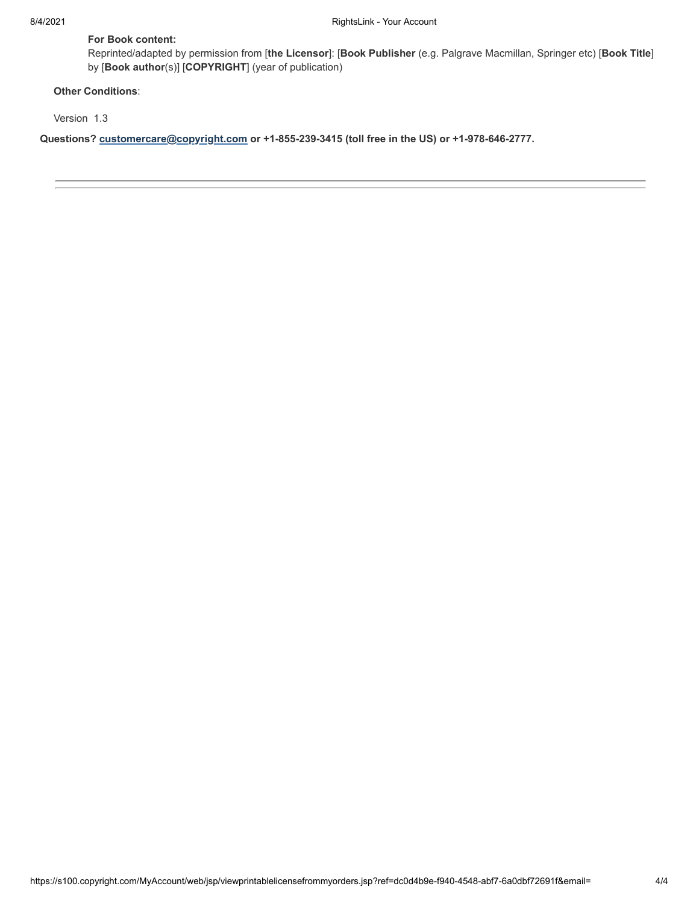**For Book content:**
Reprinted/adapted by permission from [**the Licensor**]: [**Book Publisher** (e.g. Palgrave Macmillan, Springer etc) [**Book Title**] by [**Book author**(s)] [**COPYRIGHT**] (year of publication)

**Other Conditions**:

Version 1.3

**Questions? customercare@copyright.com or +1-855-239-3415 (toll free in the US) or +1-978-646-2777.**